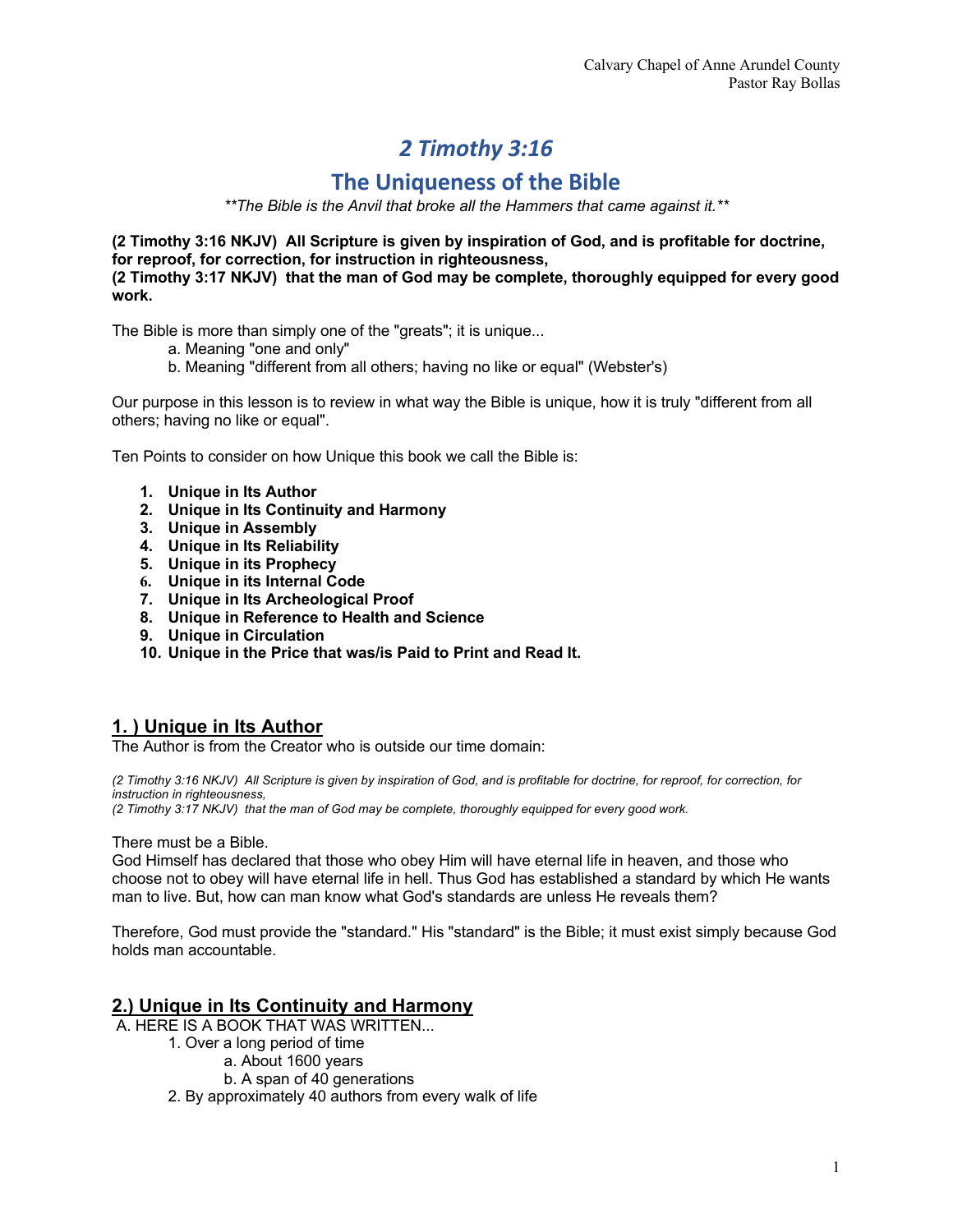Calvary Chapel of Anne Arundel County
Pastor Ray Bollas

# *2 Timothy 3:16*

## The Uniqueness of the Bible

*\*\*The Bible is the Anvil that broke all the Hammers that came against it.\*\**

**(2 Timothy 3:16 NKJV) All Scripture is given by inspiration of God, and is profitable for doctrine, for reproof, for correction, for instruction in righteousness,**
**(2 Timothy 3:17 NKJV) that the man of God may be complete, thoroughly equipped for every good work.**

The Bible is more than simply one of the "greats"; it is unique...

- a. Meaning "one and only"
- b. Meaning "different from all others; having no like or equal" (Webster's)

Our purpose in this lesson is to review in what way the Bible is unique, how it is truly "different from all others; having no like or equal".

Ten Points to consider on how Unique this book we call the Bible is:

1. **Unique in Its Author**
2. **Unique in Its Continuity and Harmony**
3. **Unique in Assembly**
4. **Unique in Its Reliability**
5. **Unique in its Prophecy**
6. **Unique in its Internal Code**
7. **Unique in Its Archeological Proof**
8. **Unique in Reference to Health and Science**
9. **Unique in Circulation**
10. **Unique in the Price that was/is Paid to Print and Read It.**

## 1. ) Unique in Its Author

The Author is from the Creator who is outside our time domain:

*(2 Timothy 3:16 NKJV) All Scripture is given by inspiration of God, and is profitable for doctrine, for reproof, for correction, for instruction in righteousness,*
*(2 Timothy 3:17 NKJV) that the man of God may be complete, thoroughly equipped for every good work.*

There must be a Bible.
God Himself has declared that those who obey Him will have eternal life in heaven, and those who choose not to obey will have eternal life in hell. Thus God has established a standard by which He wants man to live. But, how can man know what God's standards are unless He reveals them?

Therefore, God must provide the "standard." His "standard" is the Bible; it must exist simply because God holds man accountable.

## 2.) Unique in Its Continuity and Harmony

A. HERE IS A BOOK THAT WAS WRITTEN...

1. Over a long period of time
   - a. About 1600 years
   - b. A span of 40 generations
2. By approximately 40 authors from every walk of life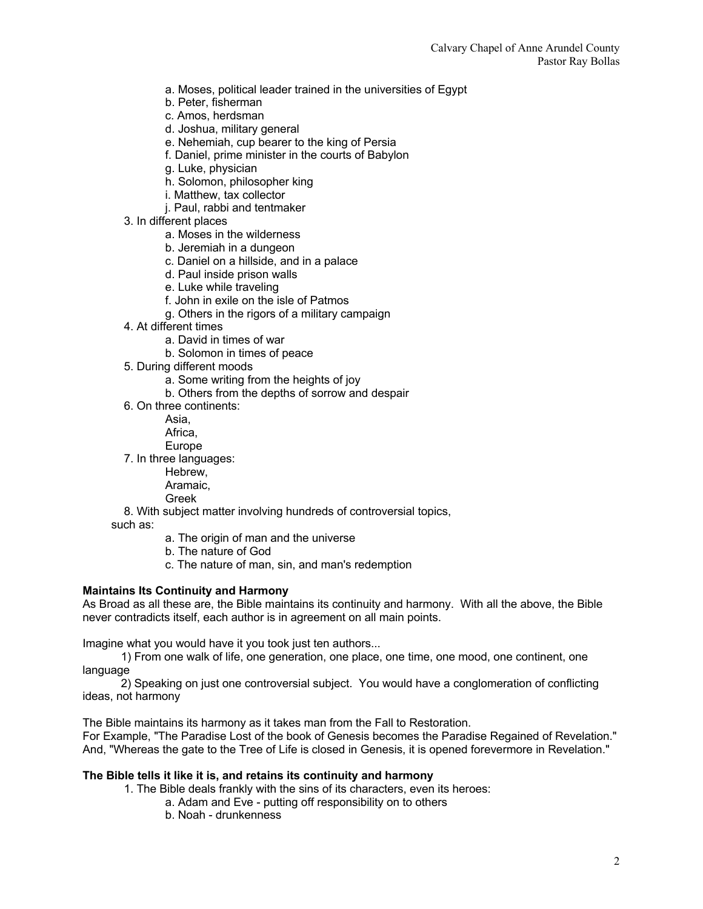- a. Moses, political leader trained in the universities of Egypt
   - b. Peter, fisherman
   - c. Amos, herdsman
   - d. Joshua, military general
   - e. Nehemiah, cup bearer to the king of Persia
   - f. Daniel, prime minister in the courts of Babylon
   - g. Luke, physician
   - h. Solomon, philosopher king
   - i. Matthew, tax collector
   - j. Paul, rabbi and tentmaker

3. In different places
   - a. Moses in the wilderness
   - b. Jeremiah in a dungeon
   - c. Daniel on a hillside, and in a palace
   - d. Paul inside prison walls
   - e. Luke while traveling
   - f. John in exile on the isle of Patmos
   - g. Others in the rigors of a military campaign

4. At different times
   - a. David in times of war
   - b. Solomon in times of peace

5. During different moods
   - a. Some writing from the heights of joy
   - b. Others from the depths of sorrow and despair

6. On three continents:
   - Asia,
   - Africa,
   - Europe

7. In three languages:
   - Hebrew,
   - Aramaic,
   - Greek

8. With subject matter involving hundreds of controversial topics, such as:
   - a. The origin of man and the universe
   - b. The nature of God
   - c. The nature of man, sin, and man's redemption

**Maintains Its Continuity and Harmony**

As Broad as all these are, the Bible maintains its continuity and harmony. With all the above, the Bible never contradicts itself, each author is in agreement on all main points.

Imagine what you would have it you took just ten authors...

1) From one walk of life, one generation, one place, one time, one mood, one continent, one language

2) Speaking on just one controversial subject. You would have a conglomeration of conflicting ideas, not harmony

The Bible maintains its harmony as it takes man from the Fall to Restoration.
For Example, "The Paradise Lost of the book of Genesis becomes the Paradise Regained of Revelation." And, "Whereas the gate to the Tree of Life is closed in Genesis, it is opened forevermore in Revelation."

**The Bible tells it like it is, and retains its continuity and harmony**

1. The Bible deals frankly with the sins of its characters, even its heroes:
   - a. Adam and Eve - putting off responsibility on to others
   - b. Noah - drunkenness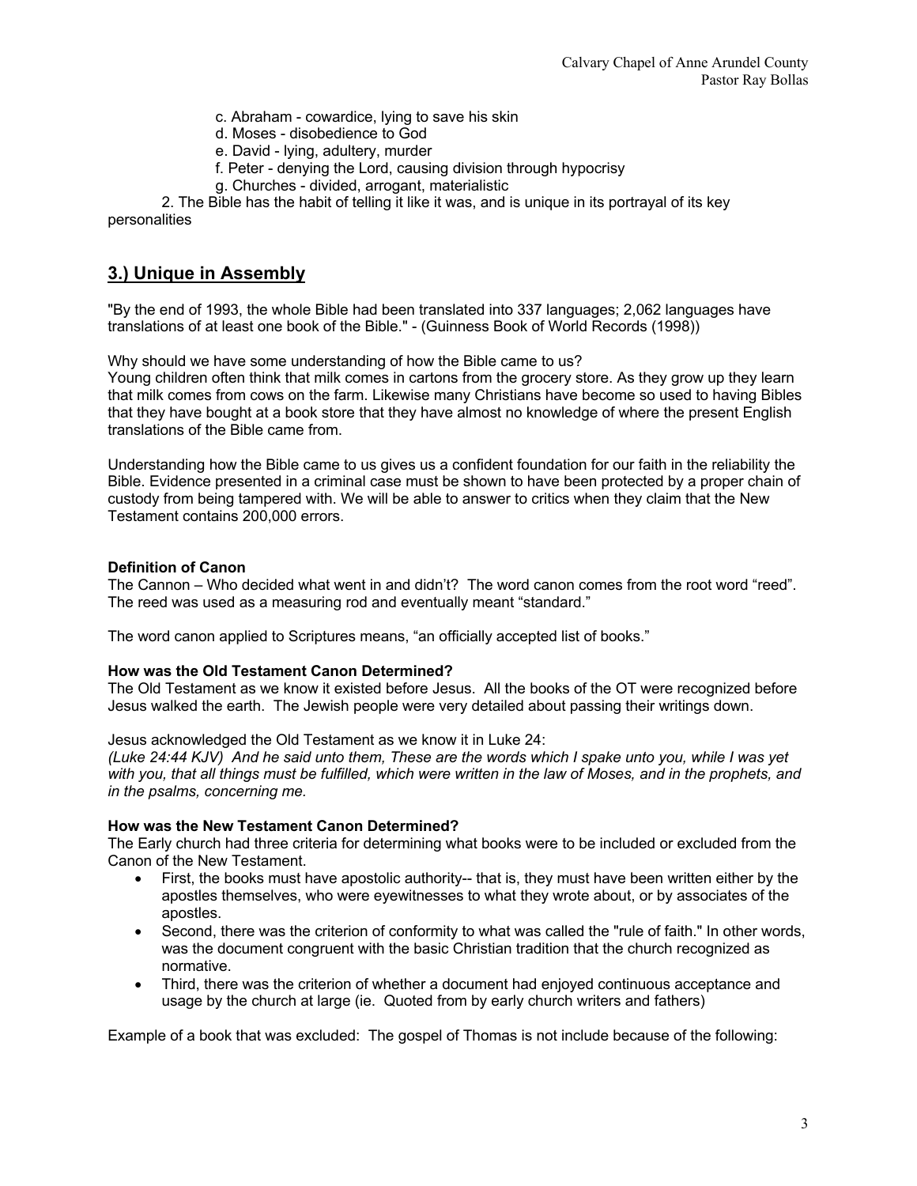c. Abraham - cowardice, lying to save his skin
d. Moses - disobedience to God
e. David - lying, adultery, murder
f. Peter - denying the Lord, causing division through hypocrisy
g. Churches - divided, arrogant, materialistic

2. The Bible has the habit of telling it like it was, and is unique in its portrayal of its key personalities

## 3.) Unique in Assembly

"By the end of 1993, the whole Bible had been translated into 337 languages; 2,062 languages have translations of at least one book of the Bible." - (Guinness Book of World Records (1998))

Why should we have some understanding of how the Bible came to us?
Young children often think that milk comes in cartons from the grocery store. As they grow up they learn that milk comes from cows on the farm. Likewise many Christians have become so used to having Bibles that they have bought at a book store that they have almost no knowledge of where the present English translations of the Bible came from.

Understanding how the Bible came to us gives us a confident foundation for our faith in the reliability the Bible. Evidence presented in a criminal case must be shown to have been protected by a proper chain of custody from being tampered with. We will be able to answer to critics when they claim that the New Testament contains 200,000 errors.

**Definition of Canon**
The Cannon – Who decided what went in and didn't? The word canon comes from the root word "reed". The reed was used as a measuring rod and eventually meant "standard."

The word canon applied to Scriptures means, "an officially accepted list of books."

**How was the Old Testament Canon Determined?**
The Old Testament as we know it existed before Jesus. All the books of the OT were recognized before Jesus walked the earth. The Jewish people were very detailed about passing their writings down.

Jesus acknowledged the Old Testament as we know it in Luke 24:
*(Luke 24:44 KJV) And he said unto them, These are the words which I spake unto you, while I was yet with you, that all things must be fulfilled, which were written in the law of Moses, and in the prophets, and in the psalms, concerning me.*

**How was the New Testament Canon Determined?**
The Early church had three criteria for determining what books were to be included or excluded from the Canon of the New Testament.

- First, the books must have apostolic authority-- that is, they must have been written either by the apostles themselves, who were eyewitnesses to what they wrote about, or by associates of the apostles.
- Second, there was the criterion of conformity to what was called the "rule of faith." In other words, was the document congruent with the basic Christian tradition that the church recognized as normative.
- Third, there was the criterion of whether a document had enjoyed continuous acceptance and usage by the church at large (ie. Quoted from by early church writers and fathers)

Example of a book that was excluded: The gospel of Thomas is not include because of the following: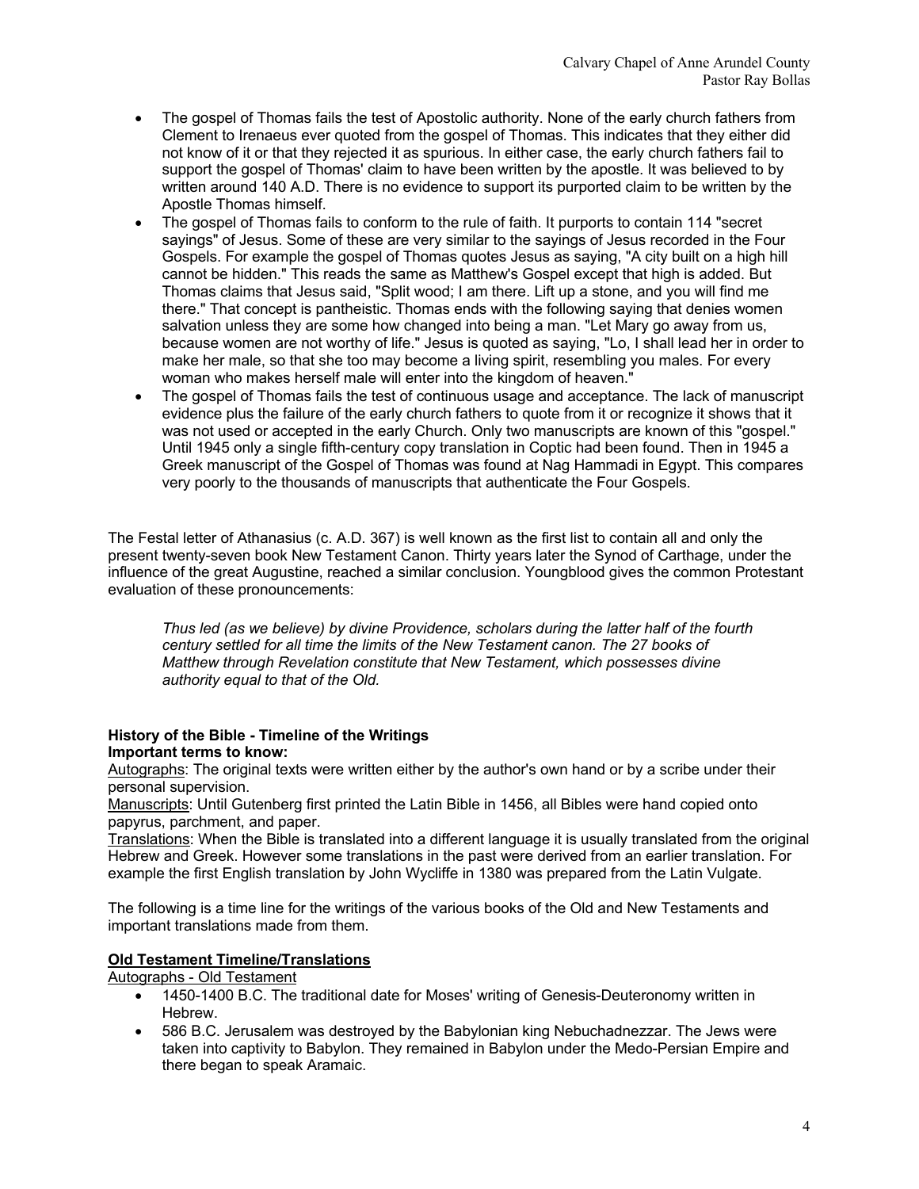- The gospel of Thomas fails the test of Apostolic authority. None of the early church fathers from Clement to Irenaeus ever quoted from the gospel of Thomas. This indicates that they either did not know of it or that they rejected it as spurious. In either case, the early church fathers fail to support the gospel of Thomas' claim to have been written by the apostle. It was believed to by written around 140 A.D. There is no evidence to support its purported claim to be written by the Apostle Thomas himself.
- The gospel of Thomas fails to conform to the rule of faith. It purports to contain 114 "secret sayings" of Jesus. Some of these are very similar to the sayings of Jesus recorded in the Four Gospels. For example the gospel of Thomas quotes Jesus as saying, "A city built on a high hill cannot be hidden." This reads the same as Matthew's Gospel except that high is added. But Thomas claims that Jesus said, "Split wood; I am there. Lift up a stone, and you will find me there." That concept is pantheistic. Thomas ends with the following saying that denies women salvation unless they are some how changed into being a man. "Let Mary go away from us, because women are not worthy of life." Jesus is quoted as saying, "Lo, I shall lead her in order to make her male, so that she too may become a living spirit, resembling you males. For every woman who makes herself male will enter into the kingdom of heaven."
- The gospel of Thomas fails the test of continuous usage and acceptance. The lack of manuscript evidence plus the failure of the early church fathers to quote from it or recognize it shows that it was not used or accepted in the early Church. Only two manuscripts are known of this "gospel." Until 1945 only a single fifth-century copy translation in Coptic had been found. Then in 1945 a Greek manuscript of the Gospel of Thomas was found at Nag Hammadi in Egypt. This compares very poorly to the thousands of manuscripts that authenticate the Four Gospels.

The Festal letter of Athanasius (c. A.D. 367) is well known as the first list to contain all and only the present twenty-seven book New Testament Canon. Thirty years later the Synod of Carthage, under the influence of the great Augustine, reached a similar conclusion. Youngblood gives the common Protestant evaluation of these pronouncements:

> *Thus led (as we believe) by divine Providence, scholars during the latter half of the fourth century settled for all time the limits of the New Testament canon. The 27 books of Matthew through Revelation constitute that New Testament, which possesses divine authority equal to that of the Old.*

**History of the Bible - Timeline of the Writings**

**Important terms to know:**

Autographs: The original texts were written either by the author's own hand or by a scribe under their personal supervision.

Manuscripts: Until Gutenberg first printed the Latin Bible in 1456, all Bibles were hand copied onto papyrus, parchment, and paper.

Translations: When the Bible is translated into a different language it is usually translated from the original Hebrew and Greek. However some translations in the past were derived from an earlier translation. For example the first English translation by John Wycliffe in 1380 was prepared from the Latin Vulgate.

The following is a time line for the writings of the various books of the Old and New Testaments and important translations made from them.

**Old Testament Timeline/Translations**

Autographs - Old Testament

- 1450-1400 B.C. The traditional date for Moses' writing of Genesis-Deuteronomy written in Hebrew.
- 586 B.C. Jerusalem was destroyed by the Babylonian king Nebuchadnezzar. The Jews were taken into captivity to Babylon. They remained in Babylon under the Medo-Persian Empire and there began to speak Aramaic.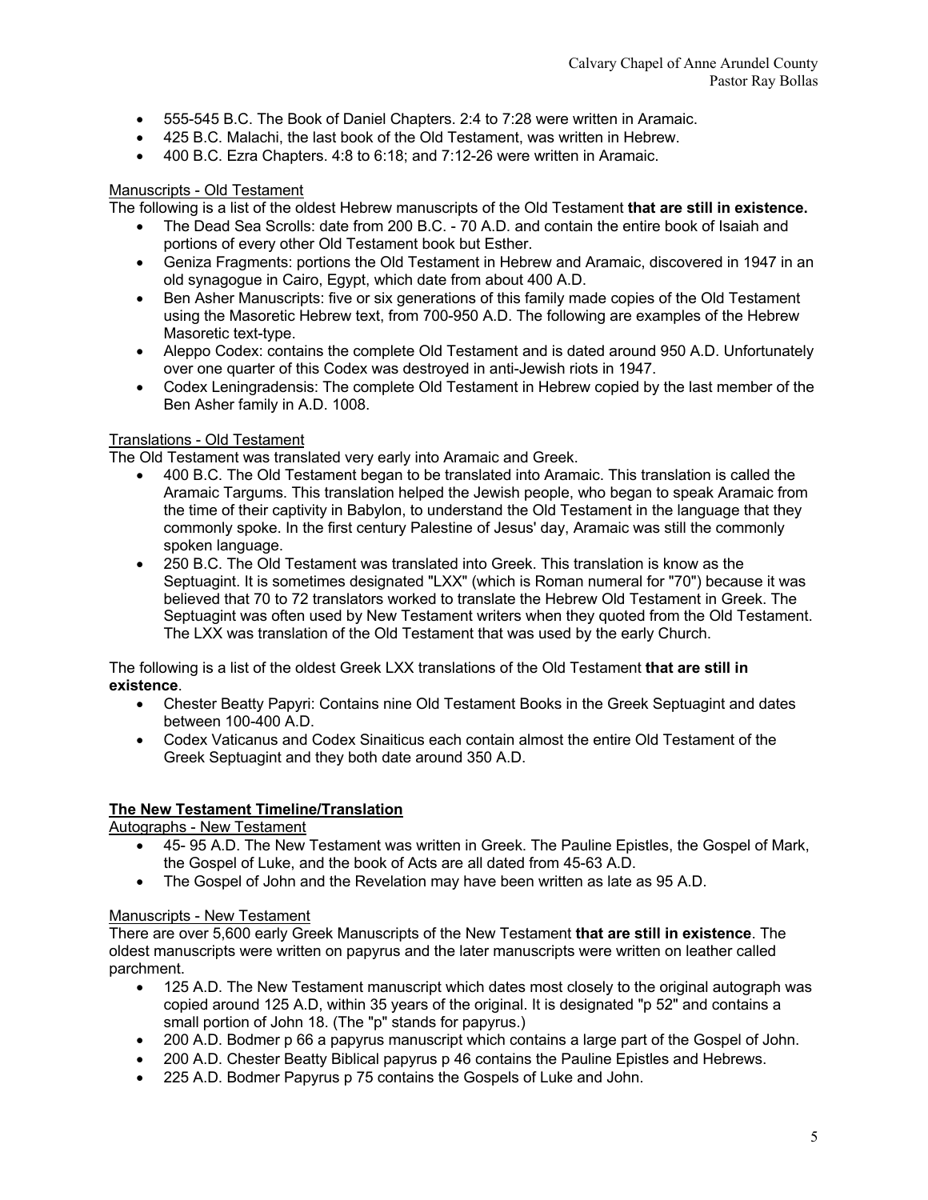- 555-545 B.C. The Book of Daniel Chapters. 2:4 to 7:28 were written in Aramaic.
- 425 B.C. Malachi, the last book of the Old Testament, was written in Hebrew.
- 400 B.C. Ezra Chapters. 4:8 to 6:18; and 7:12-26 were written in Aramaic.

<u>Manuscripts - Old Testament</u>

The following is a list of the oldest Hebrew manuscripts of the Old Testament **that are still in existence.**

- The Dead Sea Scrolls: date from 200 B.C. - 70 A.D. and contain the entire book of Isaiah and portions of every other Old Testament book but Esther.
- Geniza Fragments: portions the Old Testament in Hebrew and Aramaic, discovered in 1947 in an old synagogue in Cairo, Egypt, which date from about 400 A.D.
- Ben Asher Manuscripts: five or six generations of this family made copies of the Old Testament using the Masoretic Hebrew text, from 700-950 A.D. The following are examples of the Hebrew Masoretic text-type.
- Aleppo Codex: contains the complete Old Testament and is dated around 950 A.D. Unfortunately over one quarter of this Codex was destroyed in anti-Jewish riots in 1947.
- Codex Leningradensis: The complete Old Testament in Hebrew copied by the last member of the Ben Asher family in A.D. 1008.

<u>Translations - Old Testament</u>

The Old Testament was translated very early into Aramaic and Greek.

- 400 B.C. The Old Testament began to be translated into Aramaic. This translation is called the Aramaic Targums. This translation helped the Jewish people, who began to speak Aramaic from the time of their captivity in Babylon, to understand the Old Testament in the language that they commonly spoke. In the first century Palestine of Jesus' day, Aramaic was still the commonly spoken language.
- 250 B.C. The Old Testament was translated into Greek. This translation is know as the Septuagint. It is sometimes designated "LXX" (which is Roman numeral for "70") because it was believed that 70 to 72 translators worked to translate the Hebrew Old Testament in Greek. The Septuagint was often used by New Testament writers when they quoted from the Old Testament. The LXX was translation of the Old Testament that was used by the early Church.

The following is a list of the oldest Greek LXX translations of the Old Testament **that are still in existence**.

- Chester Beatty Papyri: Contains nine Old Testament Books in the Greek Septuagint and dates between 100-400 A.D.
- Codex Vaticanus and Codex Sinaiticus each contain almost the entire Old Testament of the Greek Septuagint and they both date around 350 A.D.

## <u>The New Testament Timeline/Translation</u>

<u>Autographs - New Testament</u>

- 45- 95 A.D. The New Testament was written in Greek. The Pauline Epistles, the Gospel of Mark, the Gospel of Luke, and the book of Acts are all dated from 45-63 A.D.
- The Gospel of John and the Revelation may have been written as late as 95 A.D.

<u>Manuscripts - New Testament</u>

There are over 5,600 early Greek Manuscripts of the New Testament **that are still in existence**. The oldest manuscripts were written on papyrus and the later manuscripts were written on leather called parchment.

- 125 A.D. The New Testament manuscript which dates most closely to the original autograph was copied around 125 A.D, within 35 years of the original. It is designated "p 52" and contains a small portion of John 18. (The "p" stands for papyrus.)
- 200 A.D. Bodmer p 66 a papyrus manuscript which contains a large part of the Gospel of John.
- 200 A.D. Chester Beatty Biblical papyrus p 46 contains the Pauline Epistles and Hebrews.
- 225 A.D. Bodmer Papyrus p 75 contains the Gospels of Luke and John.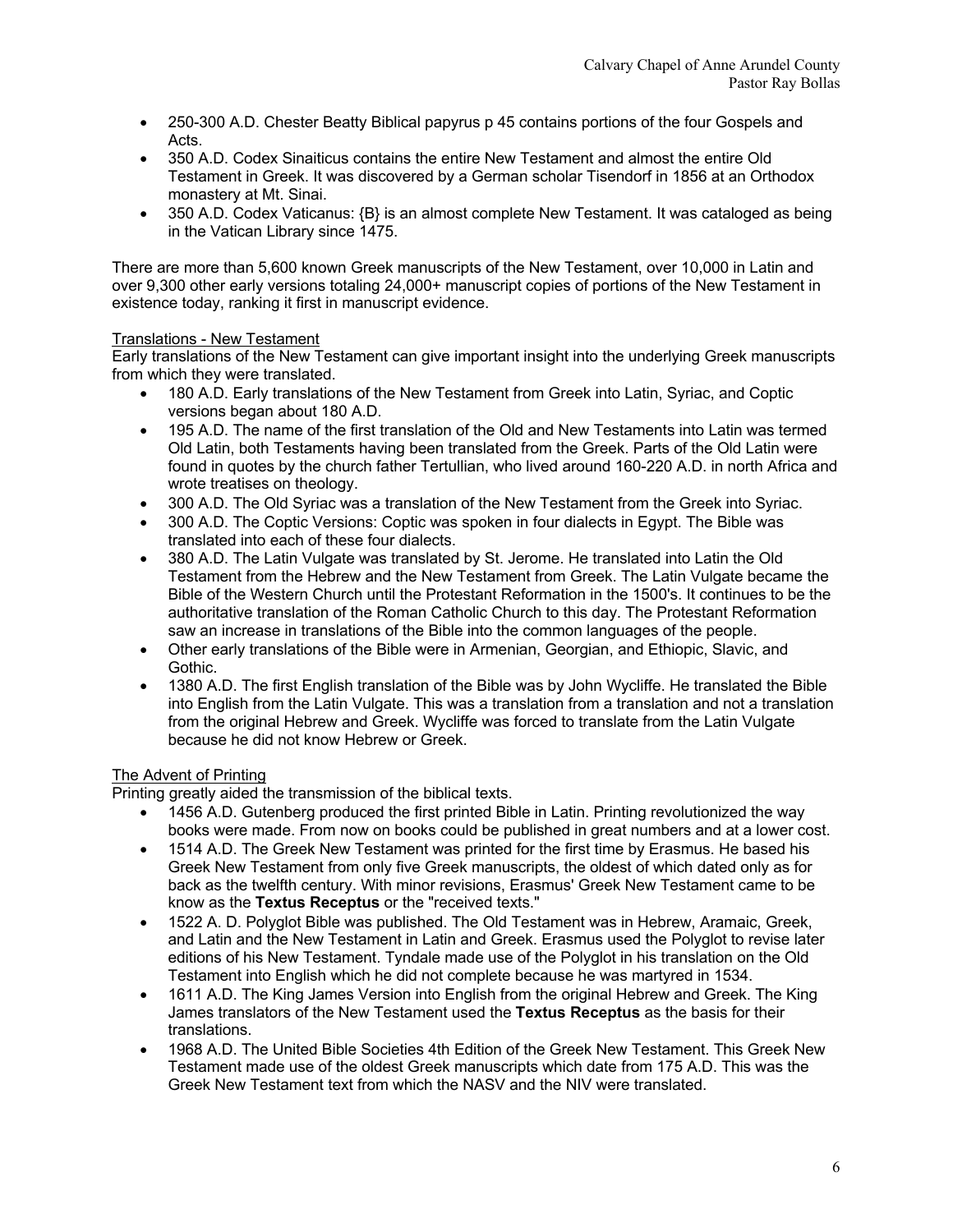- 250-300 A.D. Chester Beatty Biblical papyrus p 45 contains portions of the four Gospels and Acts.
- 350 A.D. Codex Sinaiticus contains the entire New Testament and almost the entire Old Testament in Greek. It was discovered by a German scholar Tisendorf in 1856 at an Orthodox monastery at Mt. Sinai.
- 350 A.D. Codex Vaticanus: {B} is an almost complete New Testament. It was cataloged as being in the Vatican Library since 1475.

There are more than 5,600 known Greek manuscripts of the New Testament, over 10,000 in Latin and over 9,300 other early versions totaling 24,000+ manuscript copies of portions of the New Testament in existence today, ranking it first in manuscript evidence.

<u>Translations - New Testament</u>

Early translations of the New Testament can give important insight into the underlying Greek manuscripts from which they were translated.

- 180 A.D. Early translations of the New Testament from Greek into Latin, Syriac, and Coptic versions began about 180 A.D.
- 195 A.D. The name of the first translation of the Old and New Testaments into Latin was termed Old Latin, both Testaments having been translated from the Greek. Parts of the Old Latin were found in quotes by the church father Tertullian, who lived around 160-220 A.D. in north Africa and wrote treatises on theology.
- 300 A.D. The Old Syriac was a translation of the New Testament from the Greek into Syriac.
- 300 A.D. The Coptic Versions: Coptic was spoken in four dialects in Egypt. The Bible was translated into each of these four dialects.
- 380 A.D. The Latin Vulgate was translated by St. Jerome. He translated into Latin the Old Testament from the Hebrew and the New Testament from Greek. The Latin Vulgate became the Bible of the Western Church until the Protestant Reformation in the 1500's. It continues to be the authoritative translation of the Roman Catholic Church to this day. The Protestant Reformation saw an increase in translations of the Bible into the common languages of the people.
- Other early translations of the Bible were in Armenian, Georgian, and Ethiopic, Slavic, and Gothic.
- 1380 A.D. The first English translation of the Bible was by John Wycliffe. He translated the Bible into English from the Latin Vulgate. This was a translation from a translation and not a translation from the original Hebrew and Greek. Wycliffe was forced to translate from the Latin Vulgate because he did not know Hebrew or Greek.

<u>The Advent of Printing</u>

Printing greatly aided the transmission of the biblical texts.

- 1456 A.D. Gutenberg produced the first printed Bible in Latin. Printing revolutionized the way books were made. From now on books could be published in great numbers and at a lower cost.
- 1514 A.D. The Greek New Testament was printed for the first time by Erasmus. He based his Greek New Testament from only five Greek manuscripts, the oldest of which dated only as for back as the twelfth century. With minor revisions, Erasmus' Greek New Testament came to be know as the **Textus Receptus** or the "received texts."
- 1522 A. D. Polyglot Bible was published. The Old Testament was in Hebrew, Aramaic, Greek, and Latin and the New Testament in Latin and Greek. Erasmus used the Polyglot to revise later editions of his New Testament. Tyndale made use of the Polyglot in his translation on the Old Testament into English which he did not complete because he was martyred in 1534.
- 1611 A.D. The King James Version into English from the original Hebrew and Greek. The King James translators of the New Testament used the **Textus Receptus** as the basis for their translations.
- 1968 A.D. The United Bible Societies 4th Edition of the Greek New Testament. This Greek New Testament made use of the oldest Greek manuscripts which date from 175 A.D. This was the Greek New Testament text from which the NASV and the NIV were translated.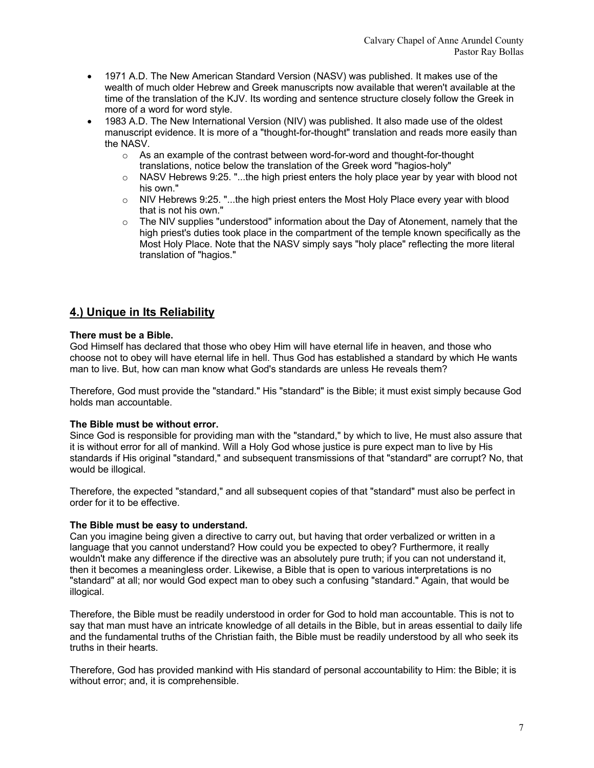- 1971 A.D. The New American Standard Version (NASV) was published. It makes use of the wealth of much older Hebrew and Greek manuscripts now available that weren't available at the time of the translation of the KJV. Its wording and sentence structure closely follow the Greek in more of a word for word style.
- 1983 A.D. The New International Version (NIV) was published. It also made use of the oldest manuscript evidence. It is more of a "thought-for-thought" translation and reads more easily than the NASV.
  - As an example of the contrast between word-for-word and thought-for-thought translations, notice below the translation of the Greek word "hagios-holy"
  - NASV Hebrews 9:25. "...the high priest enters the holy place year by year with blood not his own."
  - NIV Hebrews 9:25. "...the high priest enters the Most Holy Place every year with blood that is not his own."
  - The NIV supplies "understood" information about the Day of Atonement, namely that the high priest's duties took place in the compartment of the temple known specifically as the Most Holy Place. Note that the NASV simply says "holy place" reflecting the more literal translation of "hagios."

## 4.) Unique in Its Reliability

**There must be a Bible.**
God Himself has declared that those who obey Him will have eternal life in heaven, and those who choose not to obey will have eternal life in hell. Thus God has established a standard by which He wants man to live. But, how can man know what God's standards are unless He reveals them?

Therefore, God must provide the "standard." His "standard" is the Bible; it must exist simply because God holds man accountable.

**The Bible must be without error.**
Since God is responsible for providing man with the "standard," by which to live, He must also assure that it is without error for all of mankind. Will a Holy God whose justice is pure expect man to live by His standards if His original "standard," and subsequent transmissions of that "standard" are corrupt? No, that would be illogical.

Therefore, the expected "standard," and all subsequent copies of that "standard" must also be perfect in order for it to be effective.

**The Bible must be easy to understand.**
Can you imagine being given a directive to carry out, but having that order verbalized or written in a language that you cannot understand? How could you be expected to obey? Furthermore, it really wouldn't make any difference if the directive was an absolutely pure truth; if you can not understand it, then it becomes a meaningless order. Likewise, a Bible that is open to various interpretations is no "standard" at all; nor would God expect man to obey such a confusing "standard." Again, that would be illogical.

Therefore, the Bible must be readily understood in order for God to hold man accountable. This is not to say that man must have an intricate knowledge of all details in the Bible, but in areas essential to daily life and the fundamental truths of the Christian faith, the Bible must be readily understood by all who seek its truths in their hearts.

Therefore, God has provided mankind with His standard of personal accountability to Him: the Bible; it is without error; and, it is comprehensible.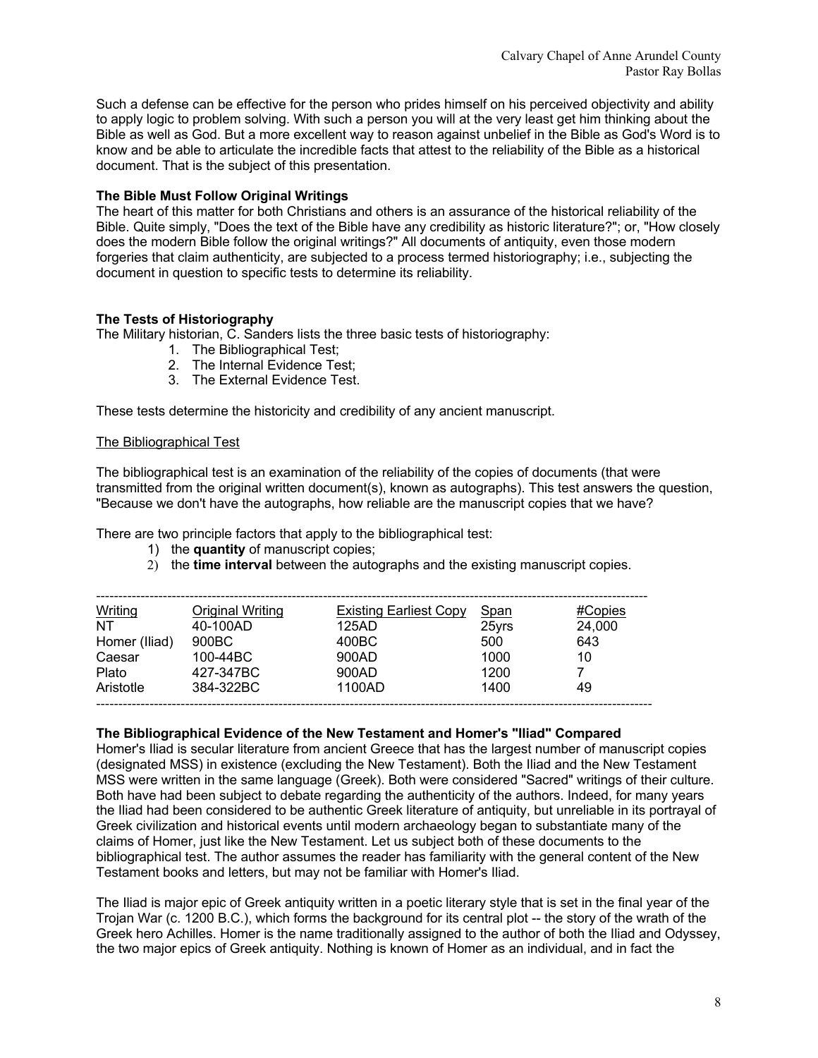Such a defense can be effective for the person who prides himself on his perceived objectivity and ability to apply logic to problem solving. With such a person you will at the very least get him thinking about the Bible as well as God. But a more excellent way to reason against unbelief in the Bible as God's Word is to know and be able to articulate the incredible facts that attest to the reliability of the Bible as a historical document. That is the subject of this presentation.

**The Bible Must Follow Original Writings**
The heart of this matter for both Christians and others is an assurance of the historical reliability of the Bible. Quite simply, "Does the text of the Bible have any credibility as historic literature?"; or, "How closely does the modern Bible follow the original writings?" All documents of antiquity, even those modern forgeries that claim authenticity, are subjected to a process termed historiography; i.e., subjecting the document in question to specific tests to determine its reliability.

**The Tests of Historiography**
The Military historian, C. Sanders lists the three basic tests of historiography:

1. The Bibliographical Test;
2. The Internal Evidence Test;
3. The External Evidence Test.

These tests determine the historicity and credibility of any ancient manuscript.

The Bibliographical Test

The bibliographical test is an examination of the reliability of the copies of documents (that were transmitted from the original written document(s), known as autographs). This test answers the question, "Because we don't have the autographs, how reliable are the manuscript copies that we have?

There are two principle factors that apply to the bibliographical test:

1) the **quantity** of manuscript copies;
2) the **time interval** between the autographs and the existing manuscript copies.

| Writing | Original Writing | Existing Earliest Copy | Span | #Copies |
|---|---|---|---|---|
| NT | 40-100AD | 125AD | 25yrs | 24,000 |
| Homer (Iliad) | 900BC | 400BC | 500 | 643 |
| Caesar | 100-44BC | 900AD | 1000 | 10 |
| Plato | 427-347BC | 900AD | 1200 | 7 |
| Aristotle | 384-322BC | 1100AD | 1400 | 49 |

**The Bibliographical Evidence of the New Testament and Homer's "Iliad" Compared**
Homer's Iliad is secular literature from ancient Greece that has the largest number of manuscript copies (designated MSS) in existence (excluding the New Testament). Both the Iliad and the New Testament MSS were written in the same language (Greek). Both were considered "Sacred" writings of their culture. Both have had been subject to debate regarding the authenticity of the authors. Indeed, for many years the Iliad had been considered to be authentic Greek literature of antiquity, but unreliable in its portrayal of Greek civilization and historical events until modern archaeology began to substantiate many of the claims of Homer, just like the New Testament. Let us subject both of these documents to the bibliographical test. The author assumes the reader has familiarity with the general content of the New Testament books and letters, but may not be familiar with Homer's Iliad.

The Iliad is major epic of Greek antiquity written in a poetic literary style that is set in the final year of the Trojan War (c. 1200 B.C.), which forms the background for its central plot -- the story of the wrath of the Greek hero Achilles. Homer is the name traditionally assigned to the author of both the Iliad and Odyssey, the two major epics of Greek antiquity. Nothing is known of Homer as an individual, and in fact the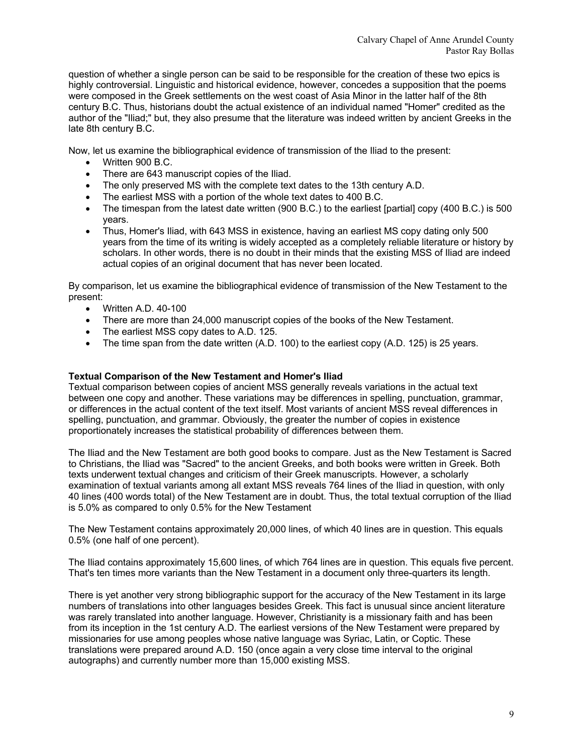question of whether a single person can be said to be responsible for the creation of these two epics is highly controversial. Linguistic and historical evidence, however, concedes a supposition that the poems were composed in the Greek settlements on the west coast of Asia Minor in the latter half of the 8th century B.C. Thus, historians doubt the actual existence of an individual named "Homer" credited as the author of the "Iliad;" but, they also presume that the literature was indeed written by ancient Greeks in the late 8th century B.C.

Now, let us examine the bibliographical evidence of transmission of the Iliad to the present:

- Written 900 B.C.
- There are 643 manuscript copies of the Iliad.
- The only preserved MS with the complete text dates to the 13th century A.D.
- The earliest MSS with a portion of the whole text dates to 400 B.C.
- The timespan from the latest date written (900 B.C.) to the earliest [partial] copy (400 B.C.) is 500 years.
- Thus, Homer's Iliad, with 643 MSS in existence, having an earliest MS copy dating only 500 years from the time of its writing is widely accepted as a completely reliable literature or history by scholars. In other words, there is no doubt in their minds that the existing MSS of Iliad are indeed actual copies of an original document that has never been located.

By comparison, let us examine the bibliographical evidence of transmission of the New Testament to the present:

- Written A.D. 40-100
- There are more than 24,000 manuscript copies of the books of the New Testament.
- The earliest MSS copy dates to A.D. 125.
- The time span from the date written (A.D. 100) to the earliest copy (A.D. 125) is 25 years.

**Textual Comparison of the New Testament and Homer's Iliad**

Textual comparison between copies of ancient MSS generally reveals variations in the actual text between one copy and another. These variations may be differences in spelling, punctuation, grammar, or differences in the actual content of the text itself. Most variants of ancient MSS reveal differences in spelling, punctuation, and grammar. Obviously, the greater the number of copies in existence proportionately increases the statistical probability of differences between them.

The Iliad and the New Testament are both good books to compare. Just as the New Testament is Sacred to Christians, the Iliad was "Sacred" to the ancient Greeks, and both books were written in Greek. Both texts underwent textual changes and criticism of their Greek manuscripts. However, a scholarly examination of textual variants among all extant MSS reveals 764 lines of the Iliad in question, with only 40 lines (400 words total) of the New Testament are in doubt. Thus, the total textual corruption of the Iliad is 5.0% as compared to only 0.5% for the New Testament

The New Testament contains approximately 20,000 lines, of which 40 lines are in question. This equals 0.5% (one half of one percent).

The Iliad contains approximately 15,600 lines, of which 764 lines are in question. This equals five percent. That's ten times more variants than the New Testament in a document only three-quarters its length.

There is yet another very strong bibliographic support for the accuracy of the New Testament in its large numbers of translations into other languages besides Greek. This fact is unusual since ancient literature was rarely translated into another language. However, Christianity is a missionary faith and has been from its inception in the 1st century A.D. The earliest versions of the New Testament were prepared by missionaries for use among peoples whose native language was Syriac, Latin, or Coptic. These translations were prepared around A.D. 150 (once again a very close time interval to the original autographs) and currently number more than 15,000 existing MSS.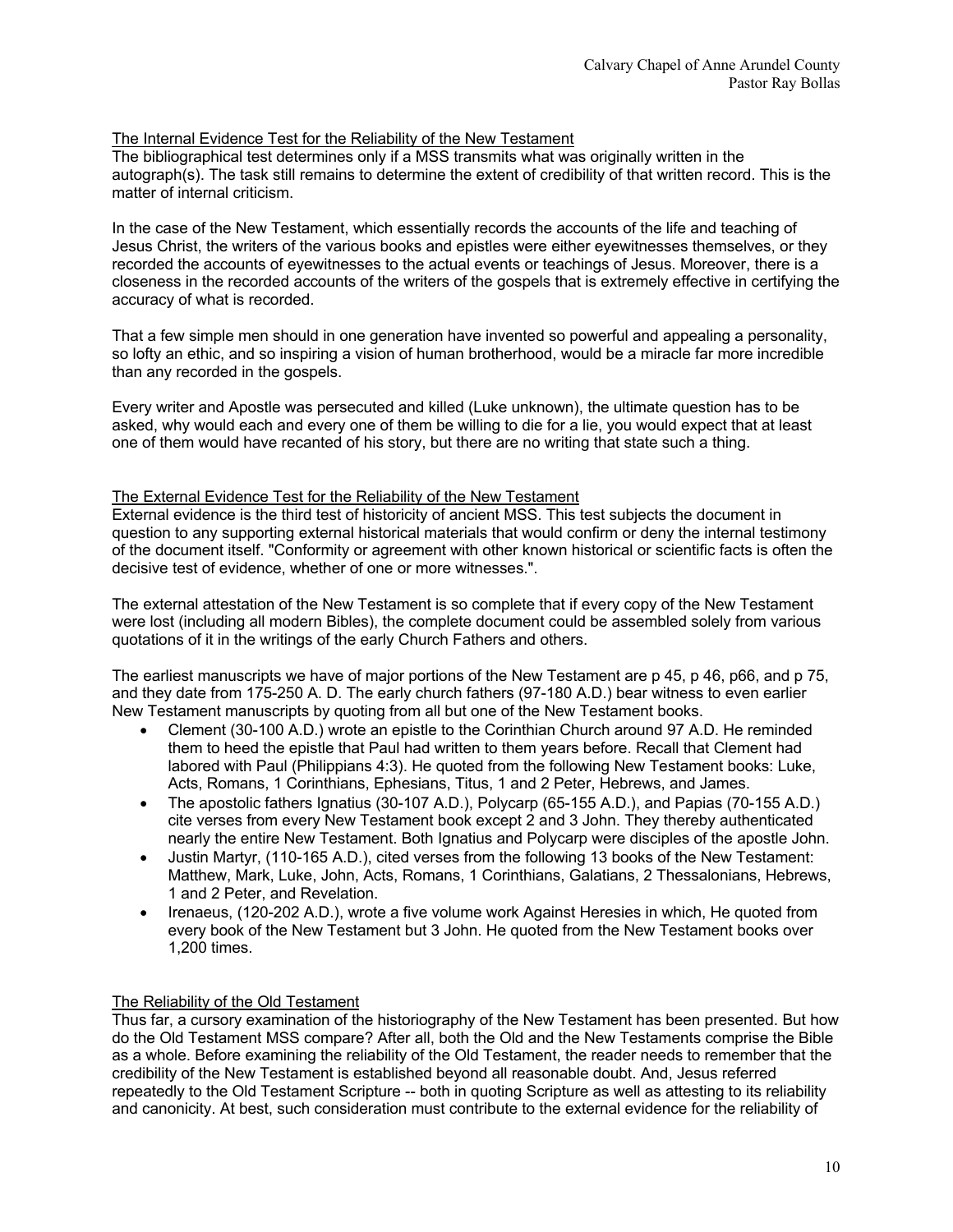The Internal Evidence Test for the Reliability of the New Testament

The bibliographical test determines only if a MSS transmits what was originally written in the autograph(s). The task still remains to determine the extent of credibility of that written record. This is the matter of internal criticism.

In the case of the New Testament, which essentially records the accounts of the life and teaching of Jesus Christ, the writers of the various books and epistles were either eyewitnesses themselves, or they recorded the accounts of eyewitnesses to the actual events or teachings of Jesus. Moreover, there is a closeness in the recorded accounts of the writers of the gospels that is extremely effective in certifying the accuracy of what is recorded.

That a few simple men should in one generation have invented so powerful and appealing a personality, so lofty an ethic, and so inspiring a vision of human brotherhood, would be a miracle far more incredible than any recorded in the gospels.

Every writer and Apostle was persecuted and killed (Luke unknown), the ultimate question has to be asked, why would each and every one of them be willing to die for a lie, you would expect that at least one of them would have recanted of his story, but there are no writing that state such a thing.

The External Evidence Test for the Reliability of the New Testament

External evidence is the third test of historicity of ancient MSS. This test subjects the document in question to any supporting external historical materials that would confirm or deny the internal testimony of the document itself. "Conformity or agreement with other known historical or scientific facts is often the decisive test of evidence, whether of one or more witnesses.".

The external attestation of the New Testament is so complete that if every copy of the New Testament were lost (including all modern Bibles), the complete document could be assembled solely from various quotations of it in the writings of the early Church Fathers and others.

The earliest manuscripts we have of major portions of the New Testament are p 45, p 46, p66, and p 75, and they date from 175-250 A. D. The early church fathers (97-180 A.D.) bear witness to even earlier New Testament manuscripts by quoting from all but one of the New Testament books.

- Clement (30-100 A.D.) wrote an epistle to the Corinthian Church around 97 A.D. He reminded them to heed the epistle that Paul had written to them years before. Recall that Clement had labored with Paul (Philippians 4:3). He quoted from the following New Testament books: Luke, Acts, Romans, 1 Corinthians, Ephesians, Titus, 1 and 2 Peter, Hebrews, and James.
- The apostolic fathers Ignatius (30-107 A.D.), Polycarp (65-155 A.D.), and Papias (70-155 A.D.) cite verses from every New Testament book except 2 and 3 John. They thereby authenticated nearly the entire New Testament. Both Ignatius and Polycarp were disciples of the apostle John.
- Justin Martyr, (110-165 A.D.), cited verses from the following 13 books of the New Testament: Matthew, Mark, Luke, John, Acts, Romans, 1 Corinthians, Galatians, 2 Thessalonians, Hebrews, 1 and 2 Peter, and Revelation.
- Irenaeus, (120-202 A.D.), wrote a five volume work Against Heresies in which, He quoted from every book of the New Testament but 3 John. He quoted from the New Testament books over 1,200 times.

The Reliability of the Old Testament

Thus far, a cursory examination of the historiography of the New Testament has been presented. But how do the Old Testament MSS compare? After all, both the Old and the New Testaments comprise the Bible as a whole. Before examining the reliability of the Old Testament, the reader needs to remember that the credibility of the New Testament is established beyond all reasonable doubt. And, Jesus referred repeatedly to the Old Testament Scripture -- both in quoting Scripture as well as attesting to its reliability and canonicity. At best, such consideration must contribute to the external evidence for the reliability of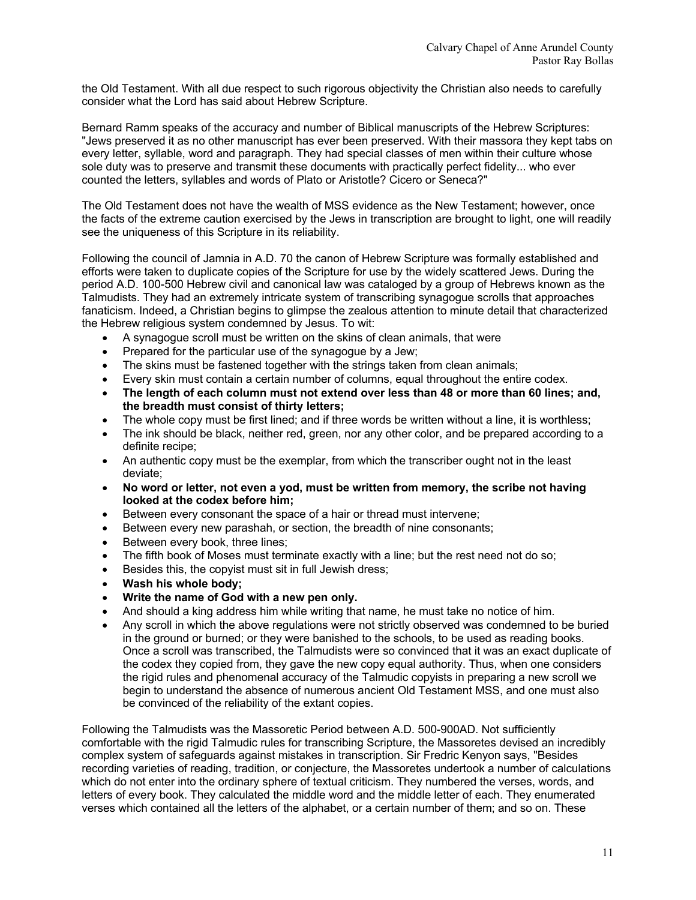the Old Testament. With all due respect to such rigorous objectivity the Christian also needs to carefully consider what the Lord has said about Hebrew Scripture.

Bernard Ramm speaks of the accuracy and number of Biblical manuscripts of the Hebrew Scriptures: "Jews preserved it as no other manuscript has ever been preserved. With their massora they kept tabs on every letter, syllable, word and paragraph. They had special classes of men within their culture whose sole duty was to preserve and transmit these documents with practically perfect fidelity... who ever counted the letters, syllables and words of Plato or Aristotle? Cicero or Seneca?"

The Old Testament does not have the wealth of MSS evidence as the New Testament; however, once the facts of the extreme caution exercised by the Jews in transcription are brought to light, one will readily see the uniqueness of this Scripture in its reliability.

Following the council of Jamnia in A.D. 70 the canon of Hebrew Scripture was formally established and efforts were taken to duplicate copies of the Scripture for use by the widely scattered Jews. During the period A.D. 100-500 Hebrew civil and canonical law was cataloged by a group of Hebrews known as the Talmudists. They had an extremely intricate system of transcribing synagogue scrolls that approaches fanaticism. Indeed, a Christian begins to glimpse the zealous attention to minute detail that characterized the Hebrew religious system condemned by Jesus. To wit:

- A synagogue scroll must be written on the skins of clean animals, that were
- Prepared for the particular use of the synagogue by a Jew;
- The skins must be fastened together with the strings taken from clean animals;
- Every skin must contain a certain number of columns, equal throughout the entire codex.
- **The length of each column must not extend over less than 48 or more than 60 lines; and, the breadth must consist of thirty letters;**
- The whole copy must be first lined; and if three words be written without a line, it is worthless;
- The ink should be black, neither red, green, nor any other color, and be prepared according to a definite recipe;
- An authentic copy must be the exemplar, from which the transcriber ought not in the least deviate;
- **No word or letter, not even a yod, must be written from memory, the scribe not having looked at the codex before him;**
- Between every consonant the space of a hair or thread must intervene;
- Between every new parashah, or section, the breadth of nine consonants;
- Between every book, three lines;
- The fifth book of Moses must terminate exactly with a line; but the rest need not do so;
- Besides this, the copyist must sit in full Jewish dress;
- **Wash his whole body;**
- **Write the name of God with a new pen only.**
- And should a king address him while writing that name, he must take no notice of him.
- Any scroll in which the above regulations were not strictly observed was condemned to be buried in the ground or burned; or they were banished to the schools, to be used as reading books. Once a scroll was transcribed, the Talmudists were so convinced that it was an exact duplicate of the codex they copied from, they gave the new copy equal authority. Thus, when one considers the rigid rules and phenomenal accuracy of the Talmudic copyists in preparing a new scroll we begin to understand the absence of numerous ancient Old Testament MSS, and one must also be convinced of the reliability of the extant copies.

Following the Talmudists was the Massoretic Period between A.D. 500-900AD. Not sufficiently comfortable with the rigid Talmudic rules for transcribing Scripture, the Massoretes devised an incredibly complex system of safeguards against mistakes in transcription. Sir Fredric Kenyon says, "Besides recording varieties of reading, tradition, or conjecture, the Massoretes undertook a number of calculations which do not enter into the ordinary sphere of textual criticism. They numbered the verses, words, and letters of every book. They calculated the middle word and the middle letter of each. They enumerated verses which contained all the letters of the alphabet, or a certain number of them; and so on. These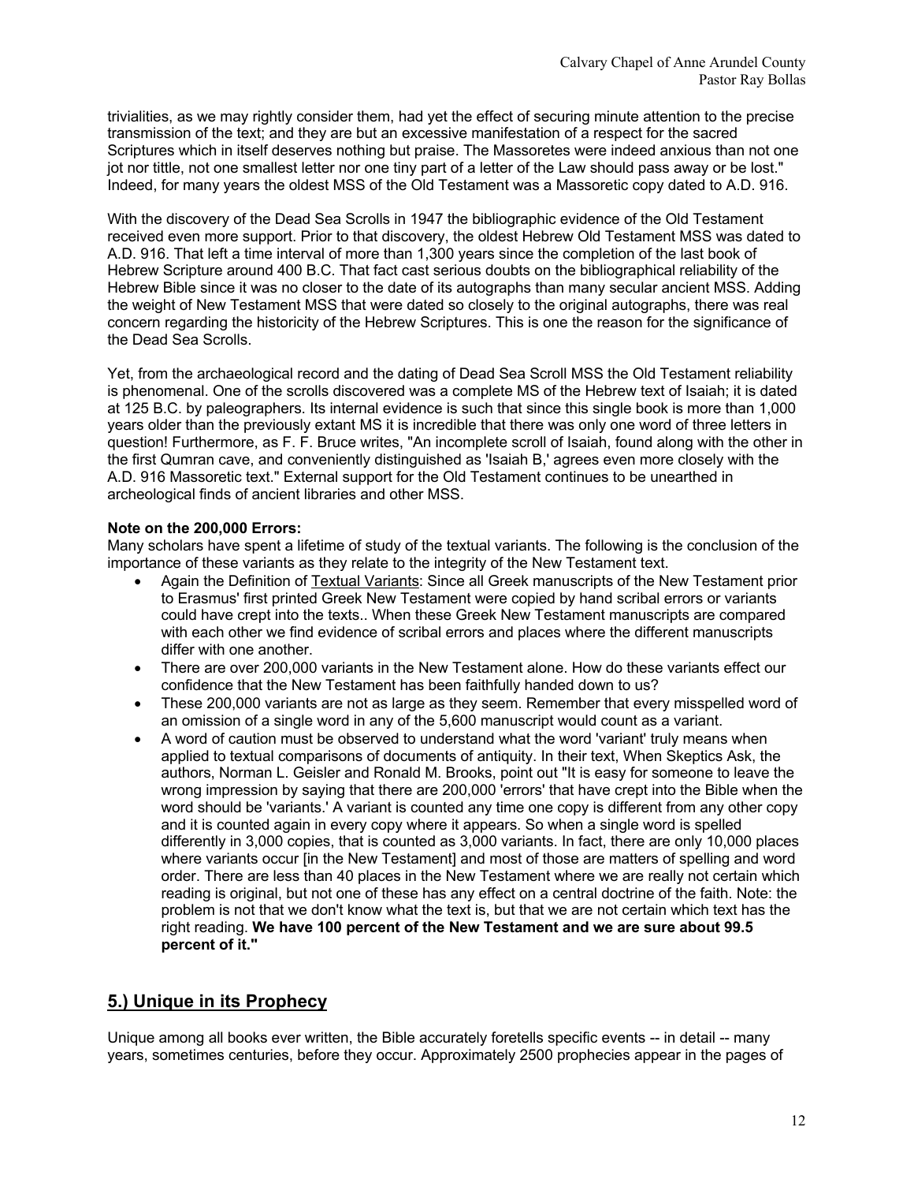trivialities, as we may rightly consider them, had yet the effect of securing minute attention to the precise transmission of the text; and they are but an excessive manifestation of a respect for the sacred Scriptures which in itself deserves nothing but praise. The Massoretes were indeed anxious than not one jot nor tittle, not one smallest letter nor one tiny part of a letter of the Law should pass away or be lost." Indeed, for many years the oldest MSS of the Old Testament was a Massoretic copy dated to A.D. 916.

With the discovery of the Dead Sea Scrolls in 1947 the bibliographic evidence of the Old Testament received even more support. Prior to that discovery, the oldest Hebrew Old Testament MSS was dated to A.D. 916. That left a time interval of more than 1,300 years since the completion of the last book of Hebrew Scripture around 400 B.C. That fact cast serious doubts on the bibliographical reliability of the Hebrew Bible since it was no closer to the date of its autographs than many secular ancient MSS. Adding the weight of New Testament MSS that were dated so closely to the original autographs, there was real concern regarding the historicity of the Hebrew Scriptures. This is one the reason for the significance of the Dead Sea Scrolls.

Yet, from the archaeological record and the dating of Dead Sea Scroll MSS the Old Testament reliability is phenomenal. One of the scrolls discovered was a complete MS of the Hebrew text of Isaiah; it is dated at 125 B.C. by paleographers. Its internal evidence is such that since this single book is more than 1,000 years older than the previously extant MS it is incredible that there was only one word of three letters in question! Furthermore, as F. F. Bruce writes, "An incomplete scroll of Isaiah, found along with the other in the first Qumran cave, and conveniently distinguished as 'Isaiah B,' agrees even more closely with the A.D. 916 Massoretic text." External support for the Old Testament continues to be unearthed in archeological finds of ancient libraries and other MSS.

**Note on the 200,000 Errors:**
Many scholars have spent a lifetime of study of the textual variants. The following is the conclusion of the importance of these variants as they relate to the integrity of the New Testament text.

- Again the Definition of Textual Variants: Since all Greek manuscripts of the New Testament prior to Erasmus' first printed Greek New Testament were copied by hand scribal errors or variants could have crept into the texts.. When these Greek New Testament manuscripts are compared with each other we find evidence of scribal errors and places where the different manuscripts differ with one another.
- There are over 200,000 variants in the New Testament alone. How do these variants effect our confidence that the New Testament has been faithfully handed down to us?
- These 200,000 variants are not as large as they seem. Remember that every misspelled word of an omission of a single word in any of the 5,600 manuscript would count as a variant.
- A word of caution must be observed to understand what the word 'variant' truly means when applied to textual comparisons of documents of antiquity. In their text, When Skeptics Ask, the authors, Norman L. Geisler and Ronald M. Brooks, point out "It is easy for someone to leave the wrong impression by saying that there are 200,000 'errors' that have crept into the Bible when the word should be 'variants.' A variant is counted any time one copy is different from any other copy and it is counted again in every copy where it appears. So when a single word is spelled differently in 3,000 copies, that is counted as 3,000 variants. In fact, there are only 10,000 places where variants occur [in the New Testament] and most of those are matters of spelling and word order. There are less than 40 places in the New Testament where we are really not certain which reading is original, but not one of these has any effect on a central doctrine of the faith. Note: the problem is not that we don't know what the text is, but that we are not certain which text has the right reading. **We have 100 percent of the New Testament and we are sure about 99.5 percent of it."**

## 5.) Unique in its Prophecy

Unique among all books ever written, the Bible accurately foretells specific events -- in detail -- many years, sometimes centuries, before they occur. Approximately 2500 prophecies appear in the pages of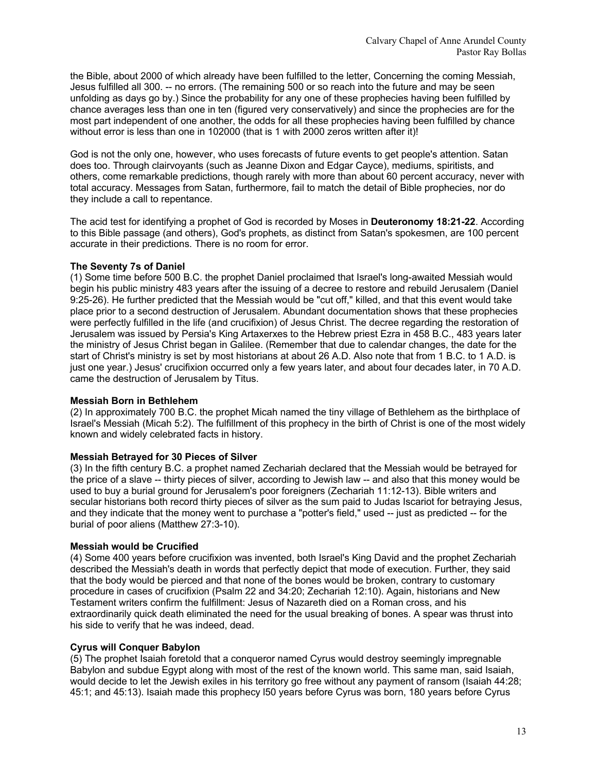the Bible, about 2000 of which already have been fulfilled to the letter, Concerning the coming Messiah, Jesus fulfilled all 300. -- no errors. (The remaining 500 or so reach into the future and may be seen unfolding as days go by.) Since the probability for any one of these prophecies having been fulfilled by chance averages less than one in ten (figured very conservatively) and since the prophecies are for the most part independent of one another, the odds for all these prophecies having been fulfilled by chance without error is less than one in 102000 (that is 1 with 2000 zeros written after it)!

God is not the only one, however, who uses forecasts of future events to get people's attention. Satan does too. Through clairvoyants (such as Jeanne Dixon and Edgar Cayce), mediums, spiritists, and others, come remarkable predictions, though rarely with more than about 60 percent accuracy, never with total accuracy. Messages from Satan, furthermore, fail to match the detail of Bible prophecies, nor do they include a call to repentance.

The acid test for identifying a prophet of God is recorded by Moses in **Deuteronomy 18:21-22**. According to this Bible passage (and others), God's prophets, as distinct from Satan's spokesmen, are 100 percent accurate in their predictions. There is no room for error.

**The Seventy 7s of Daniel**

(1) Some time before 500 B.C. the prophet Daniel proclaimed that Israel's long-awaited Messiah would begin his public ministry 483 years after the issuing of a decree to restore and rebuild Jerusalem (Daniel 9:25-26). He further predicted that the Messiah would be "cut off," killed, and that this event would take place prior to a second destruction of Jerusalem. Abundant documentation shows that these prophecies were perfectly fulfilled in the life (and crucifixion) of Jesus Christ. The decree regarding the restoration of Jerusalem was issued by Persia's King Artaxerxes to the Hebrew priest Ezra in 458 B.C., 483 years later the ministry of Jesus Christ began in Galilee. (Remember that due to calendar changes, the date for the start of Christ's ministry is set by most historians at about 26 A.D. Also note that from 1 B.C. to 1 A.D. is just one year.) Jesus' crucifixion occurred only a few years later, and about four decades later, in 70 A.D. came the destruction of Jerusalem by Titus.

**Messiah Born in Bethlehem**

(2) In approximately 700 B.C. the prophet Micah named the tiny village of Bethlehem as the birthplace of Israel's Messiah (Micah 5:2). The fulfillment of this prophecy in the birth of Christ is one of the most widely known and widely celebrated facts in history.

**Messiah Betrayed for 30 Pieces of Silver**

(3) In the fifth century B.C. a prophet named Zechariah declared that the Messiah would be betrayed for the price of a slave -- thirty pieces of silver, according to Jewish law -- and also that this money would be used to buy a burial ground for Jerusalem's poor foreigners (Zechariah 11:12-13). Bible writers and secular historians both record thirty pieces of silver as the sum paid to Judas Iscariot for betraying Jesus, and they indicate that the money went to purchase a "potter's field," used -- just as predicted -- for the burial of poor aliens (Matthew 27:3-10).

**Messiah would be Crucified**

(4) Some 400 years before crucifixion was invented, both Israel's King David and the prophet Zechariah described the Messiah's death in words that perfectly depict that mode of execution. Further, they said that the body would be pierced and that none of the bones would be broken, contrary to customary procedure in cases of crucifixion (Psalm 22 and 34:20; Zechariah 12:10). Again, historians and New Testament writers confirm the fulfillment: Jesus of Nazareth died on a Roman cross, and his extraordinarily quick death eliminated the need for the usual breaking of bones. A spear was thrust into his side to verify that he was indeed, dead.

**Cyrus will Conquer Babylon**

(5) The prophet Isaiah foretold that a conqueror named Cyrus would destroy seemingly impregnable Babylon and subdue Egypt along with most of the rest of the known world. This same man, said Isaiah, would decide to let the Jewish exiles in his territory go free without any payment of ransom (Isaiah 44:28; 45:1; and 45:13). Isaiah made this prophecy l50 years before Cyrus was born, 180 years before Cyrus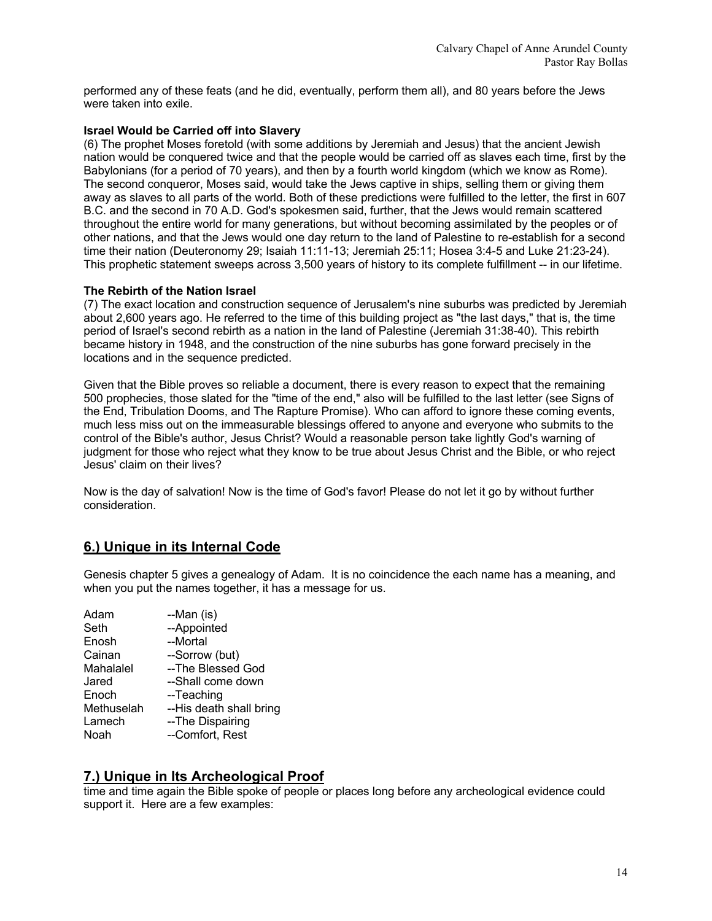performed any of these feats (and he did, eventually, perform them all), and 80 years before the Jews were taken into exile.

**Israel Would be Carried off into Slavery**

(6) The prophet Moses foretold (with some additions by Jeremiah and Jesus) that the ancient Jewish nation would be conquered twice and that the people would be carried off as slaves each time, first by the Babylonians (for a period of 70 years), and then by a fourth world kingdom (which we know as Rome). The second conqueror, Moses said, would take the Jews captive in ships, selling them or giving them away as slaves to all parts of the world. Both of these predictions were fulfilled to the letter, the first in 607 B.C. and the second in 70 A.D. God's spokesmen said, further, that the Jews would remain scattered throughout the entire world for many generations, but without becoming assimilated by the peoples or of other nations, and that the Jews would one day return to the land of Palestine to re-establish for a second time their nation (Deuteronomy 29; Isaiah 11:11-13; Jeremiah 25:11; Hosea 3:4-5 and Luke 21:23-24). This prophetic statement sweeps across 3,500 years of history to its complete fulfillment -- in our lifetime.

**The Rebirth of the Nation Israel**

(7) The exact location and construction sequence of Jerusalem's nine suburbs was predicted by Jeremiah about 2,600 years ago. He referred to the time of this building project as "the last days," that is, the time period of Israel's second rebirth as a nation in the land of Palestine (Jeremiah 31:38-40). This rebirth became history in 1948, and the construction of the nine suburbs has gone forward precisely in the locations and in the sequence predicted.

Given that the Bible proves so reliable a document, there is every reason to expect that the remaining 500 prophecies, those slated for the "time of the end," also will be fulfilled to the last letter (see Signs of the End, Tribulation Dooms, and The Rapture Promise). Who can afford to ignore these coming events, much less miss out on the immeasurable blessings offered to anyone and everyone who submits to the control of the Bible's author, Jesus Christ? Would a reasonable person take lightly God's warning of judgment for those who reject what they know to be true about Jesus Christ and the Bible, or who reject Jesus' claim on their lives?

Now is the day of salvation! Now is the time of God's favor! Please do not let it go by without further consideration.

## 6.) Unique in its Internal Code

Genesis chapter 5 gives a genealogy of Adam. It is no coincidence the each name has a meaning, and when you put the names together, it has a message for us.

| | |
|---|---|
| Adam | --Man (is) |
| Seth | --Appointed |
| Enosh | --Mortal |
| Cainan | --Sorrow (but) |
| Mahalalel | --The Blessed God |
| Jared | --Shall come down |
| Enoch | --Teaching |
| Methuselah | --His death shall bring |
| Lamech | --The Dispairing |
| Noah | --Comfort, Rest |

## 7.) Unique in Its Archeological Proof

time and time again the Bible spoke of people or places long before any archeological evidence could support it. Here are a few examples: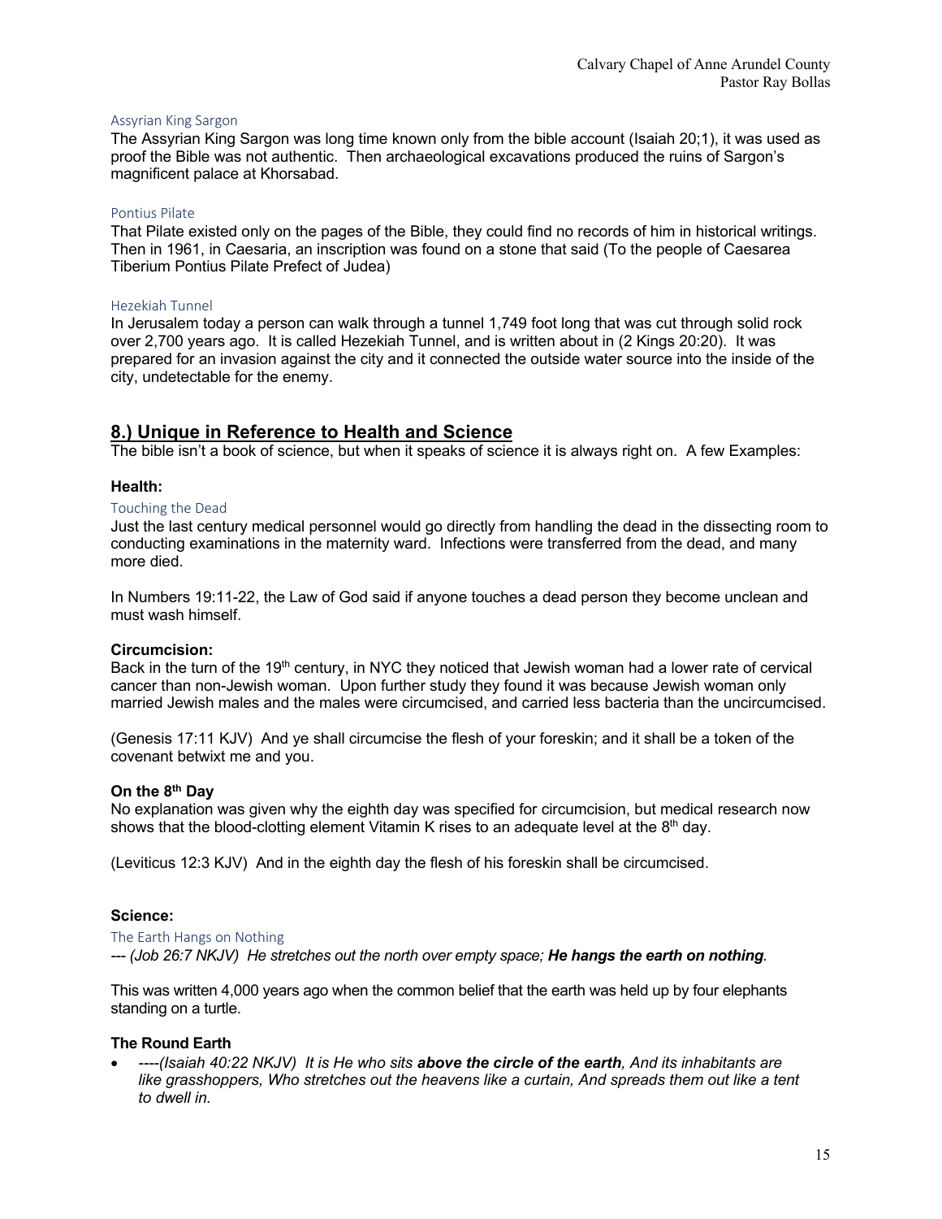#### Assyrian King Sargon

The Assyrian King Sargon was long time known only from the bible account (Isaiah 20;1), it was used as proof the Bible was not authentic. Then archaeological excavations produced the ruins of Sargon's magnificent palace at Khorsabad.

#### Pontius Pilate

That Pilate existed only on the pages of the Bible, they could find no records of him in historical writings. Then in 1961, in Caesaria, an inscription was found on a stone that said (To the people of Caesarea Tiberium Pontius Pilate Prefect of Judea)

#### Hezekiah Tunnel

In Jerusalem today a person can walk through a tunnel 1,749 foot long that was cut through solid rock over 2,700 years ago. It is called Hezekiah Tunnel, and is written about in (2 Kings 20:20). It was prepared for an invasion against the city and it connected the outside water source into the inside of the city, undetectable for the enemy.

## 8.) Unique in Reference to Health and Science

The bible isn't a book of science, but when it speaks of science it is always right on. A few Examples:

### Health:

#### Touching the Dead

Just the last century medical personnel would go directly from handling the dead in the dissecting room to conducting examinations in the maternity ward. Infections were transferred from the dead, and many more died.

In Numbers 19:11-22, the Law of God said if anyone touches a dead person they become unclean and must wash himself.

### Circumcision:

Back in the turn of the 19th century, in NYC they noticed that Jewish woman had a lower rate of cervical cancer than non-Jewish woman. Upon further study they found it was because Jewish woman only married Jewish males and the males were circumcised, and carried less bacteria than the uncircumcised.

(Genesis 17:11 KJV) And ye shall circumcise the flesh of your foreskin; and it shall be a token of the covenant betwixt me and you.

### On the 8th Day

No explanation was given why the eighth day was specified for circumcision, but medical research now shows that the blood-clotting element Vitamin K rises to an adequate level at the 8th day.

(Leviticus 12:3 KJV) And in the eighth day the flesh of his foreskin shall be circumcised.

### Science:

#### The Earth Hangs on Nothing

*--- (Job 26:7 NKJV) He stretches out the north over empty space;* ***He hangs the earth on nothing****.*

This was written 4,000 years ago when the common belief that the earth was held up by four elephants standing on a turtle.

### The Round Earth

- *----(Isaiah 40:22 NKJV) It is He who sits* ***above the circle of the earth****, And its inhabitants are like grasshoppers, Who stretches out the heavens like a curtain, And spreads them out like a tent to dwell in.*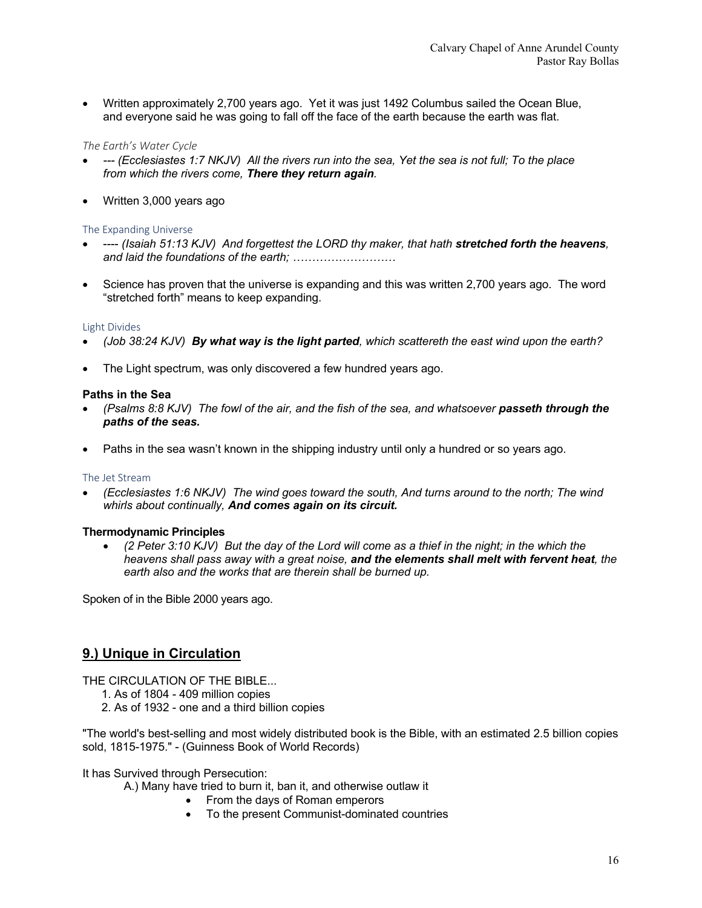- Written approximately 2,700 years ago. Yet it was just 1492 Columbus sailed the Ocean Blue, and everyone said he was going to fall off the face of the earth because the earth was flat.

*The Earth's Water Cycle*

- *--- (Ecclesiastes 1:7 NKJV) All the rivers run into the sea, Yet the sea is not full; To the place from which the rivers come,* ***There they return again****.*

- Written 3,000 years ago

The Expanding Universe

- *---- (Isaiah 51:13 KJV) And forgettest the LORD thy maker, that hath* ***stretched forth the heavens****, and laid the foundations of the earth; ………………………*

- Science has proven that the universe is expanding and this was written 2,700 years ago. The word "stretched forth" means to keep expanding.

Light Divides

- *(Job 38:24 KJV)* ***By what way is the light parted****, which scattereth the east wind upon the earth?*

- The Light spectrum, was only discovered a few hundred years ago.

**Paths in the Sea**

- *(Psalms 8:8 KJV) The fowl of the air, and the fish of the sea, and whatsoever* ***passeth through the paths of the seas.***

- Paths in the sea wasn't known in the shipping industry until only a hundred or so years ago.

The Jet Stream

- *(Ecclesiastes 1:6 NKJV) The wind goes toward the south, And turns around to the north; The wind whirls about continually,* ***And comes again on its circuit.***

**Thermodynamic Principles**

- *(2 Peter 3:10 KJV) But the day of the Lord will come as a thief in the night; in the which the heavens shall pass away with a great noise,* ***and the elements shall melt with fervent heat****, the earth also and the works that are therein shall be burned up.*

Spoken of in the Bible 2000 years ago.

## 9.) Unique in Circulation

THE CIRCULATION OF THE BIBLE...

1. As of 1804 - 409 million copies
2. As of 1932 - one and a third billion copies

"The world's best-selling and most widely distributed book is the Bible, with an estimated 2.5 billion copies sold, 1815-1975." - (Guinness Book of World Records)

It has Survived through Persecution:

A.) Many have tried to burn it, ban it, and otherwise outlaw it

- From the days of Roman emperors
- To the present Communist-dominated countries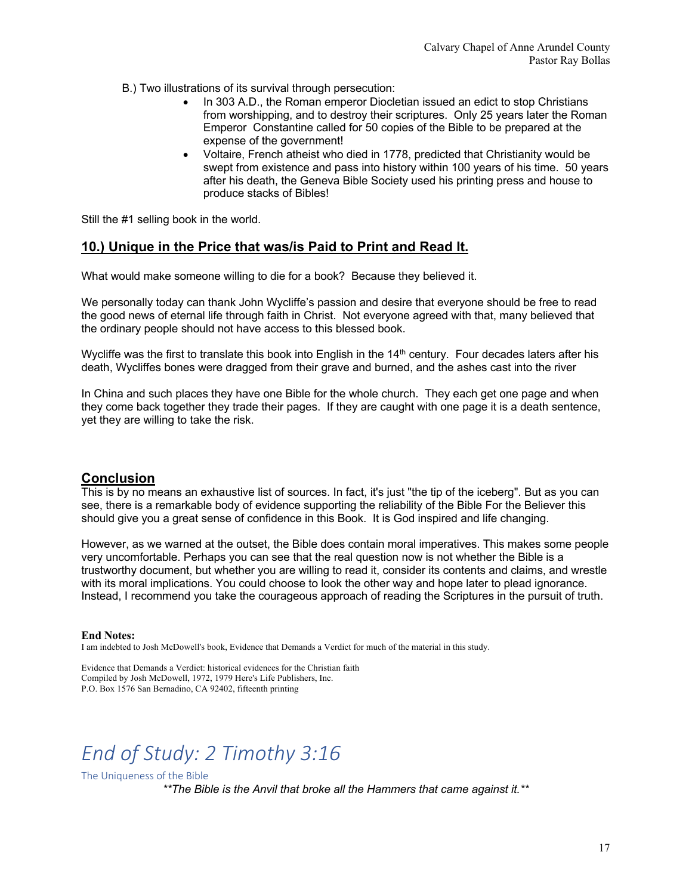B.) Two illustrations of its survival through persecution:

- In 303 A.D., the Roman emperor Diocletian issued an edict to stop Christians from worshipping, and to destroy their scriptures. Only 25 years later the Roman Emperor Constantine called for 50 copies of the Bible to be prepared at the expense of the government!
- Voltaire, French atheist who died in 1778, predicted that Christianity would be swept from existence and pass into history within 100 years of his time. 50 years after his death, the Geneva Bible Society used his printing press and house to produce stacks of Bibles!

Still the #1 selling book in the world.

## **10.) Unique in the Price that was/is Paid to Print and Read It.**

What would make someone willing to die for a book? Because they believed it.

We personally today can thank John Wycliffe's passion and desire that everyone should be free to read the good news of eternal life through faith in Christ. Not everyone agreed with that, many believed that the ordinary people should not have access to this blessed book.

Wycliffe was the first to translate this book into English in the 14th century. Four decades laters after his death, Wycliffes bones were dragged from their grave and burned, and the ashes cast into the river

In China and such places they have one Bible for the whole church. They each get one page and when they come back together they trade their pages. If they are caught with one page it is a death sentence, yet they are willing to take the risk.

## **Conclusion**

This is by no means an exhaustive list of sources. In fact, it's just "the tip of the iceberg". But as you can see, there is a remarkable body of evidence supporting the reliability of the Bible For the Believer this should give you a great sense of confidence in this Book. It is God inspired and life changing.

However, as we warned at the outset, the Bible does contain moral imperatives. This makes some people very uncomfortable. Perhaps you can see that the real question now is not whether the Bible is a trustworthy document, but whether you are willing to read it, consider its contents and claims, and wrestle with its moral implications. You could choose to look the other way and hope later to plead ignorance. Instead, I recommend you take the courageous approach of reading the Scriptures in the pursuit of truth.

**End Notes:**

I am indebted to Josh McDowell's book, Evidence that Demands a Verdict for much of the material in this study.

Evidence that Demands a Verdict: historical evidences for the Christian faith
Compiled by Josh McDowell, 1972, 1979 Here's Life Publishers, Inc.
P.O. Box 1576 San Bernadino, CA 92402, fifteenth printing

# *End of Study: 2 Timothy 3:16*

The Uniqueness of the Bible

***The Bible is the Anvil that broke all the Hammers that came against it.***